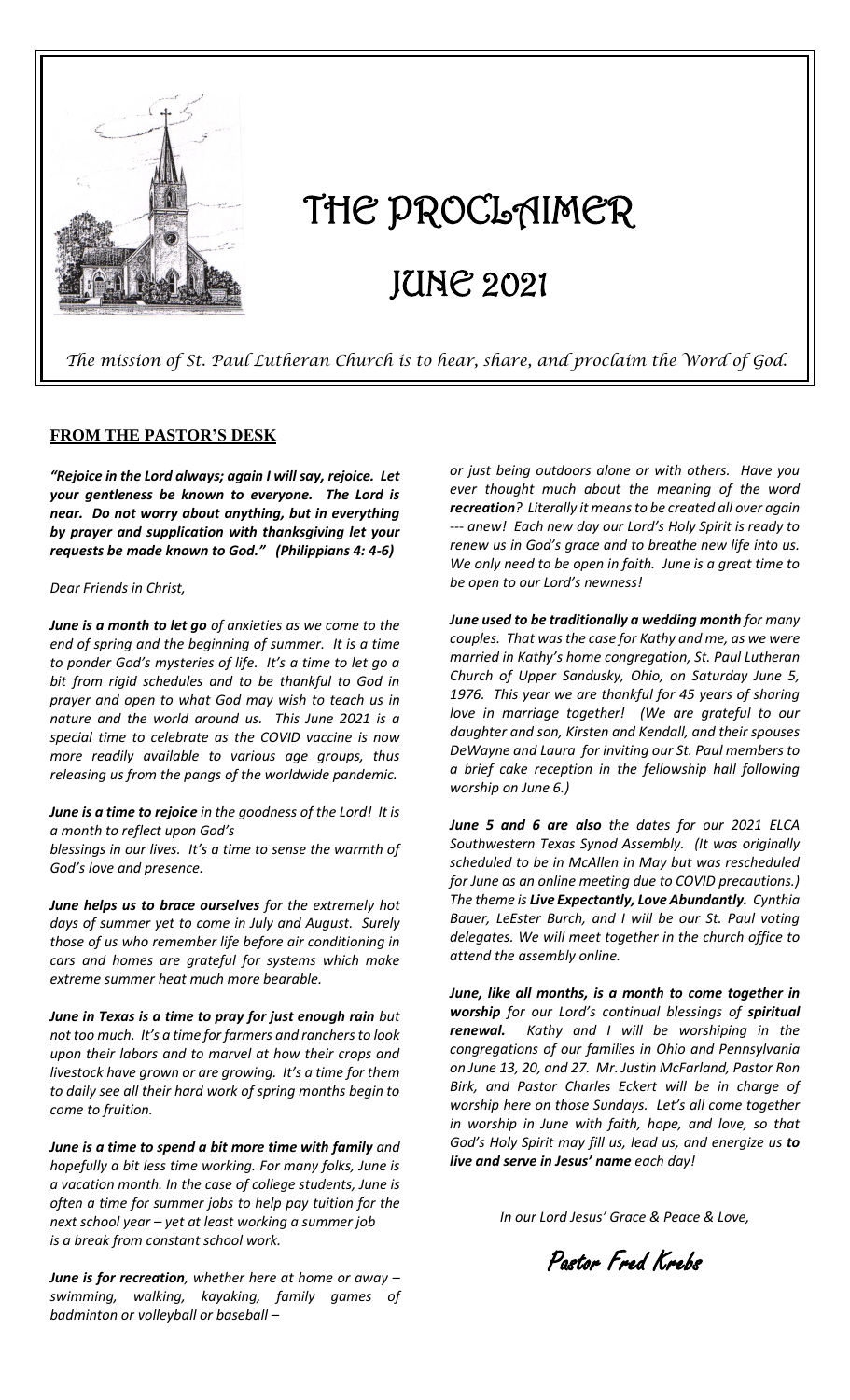# THE PROCLAIMER

# JUNE 2021

*The mission of St. Paul Lutheran Church is to hear, share, and proclaim the Word of God.*

## FROM THE PASTOR'S DESK

***"Rejoice in the Lord always; again I will say, rejoice. Let your gentleness be known to everyone. The Lord is near. Do not worry about anything, but in everything by prayer and supplication with thanksgiving let your requests be made known to God." (Philippians 4: 4-6)***

*Dear Friends in Christ,*

***June is a month to let go*** *of anxieties as we come to the end of spring and the beginning of summer. It is a time to ponder God's mysteries of life. It's a time to let go a bit from rigid schedules and to be thankful to God in prayer and open to what God may wish to teach us in nature and the world around us. This June 2021 is a special time to celebrate as the COVID vaccine is now more readily available to various age groups, thus releasing us from the pangs of the worldwide pandemic.*

***June is a time to rejoice*** *in the goodness of the Lord! It is a month to reflect upon God's blessings in our lives. It's a time to sense the warmth of God's love and presence.*

***June helps us to brace ourselves*** *for the extremely hot days of summer yet to come in July and August. Surely those of us who remember life before air conditioning in cars and homes are grateful for systems which make extreme summer heat much more bearable.*

***June in Texas is a time to pray for just enough rain*** *but not too much. It's a time for farmers and ranchers to look upon their labors and to marvel at how their crops and livestock have grown or are growing. It's a time for them to daily see all their hard work of spring months begin to come to fruition.*

***June is a time to spend a bit more time with family*** *and hopefully a bit less time working. For many folks, June is a vacation month. In the case of college students, June is often a time for summer jobs to help pay tuition for the next school year – yet at least working a summer job is a break from constant school work.*

***June is for recreation****, whether here at home or away – swimming, walking, kayaking, family games of badminton or volleyball or baseball – or just being outdoors alone or with others. Have you ever thought much about the meaning of the word* ***recreation****? Literally it means to be created all over again --- anew! Each new day our Lord's Holy Spirit is ready to renew us in God's grace and to breathe new life into us. We only need to be open in faith. June is a great time to be open to our Lord's newness!*

***June used to be traditionally a wedding month*** *for many couples. That was the case for Kathy and me, as we were married in Kathy's home congregation, St. Paul Lutheran Church of Upper Sandusky, Ohio, on Saturday June 5, 1976. This year we are thankful for 45 years of sharing love in marriage together! (We are grateful to our daughter and son, Kirsten and Kendall, and their spouses DeWayne and Laura for inviting our St. Paul members to a brief cake reception in the fellowship hall following worship on June 6.)*

***June 5 and 6 are also*** *the dates for our 2021 ELCA Southwestern Texas Synod Assembly. (It was originally scheduled to be in McAllen in May but was rescheduled for June as an online meeting due to COVID precautions.) The theme is* ***Live Expectantly, Love Abundantly.*** *Cynthia Bauer, LeEster Burch, and I will be our St. Paul voting delegates. We will meet together in the church office to attend the assembly online.*

***June, like all months, is a month to come together in worship*** *for our Lord's continual blessings of* ***spiritual renewal.*** *Kathy and I will be worshiping in the congregations of our families in Ohio and Pennsylvania on June 13, 20, and 27. Mr. Justin McFarland, Pastor Ron Birk, and Pastor Charles Eckert will be in charge of worship here on those Sundays. Let's all come together in worship in June with faith, hope, and love, so that God's Holy Spirit may fill us, lead us, and energize us* ***to live and serve in Jesus' name*** *each day!*

*In our Lord Jesus' Grace & Peace & Love,*

*Pastor Fred Krebs*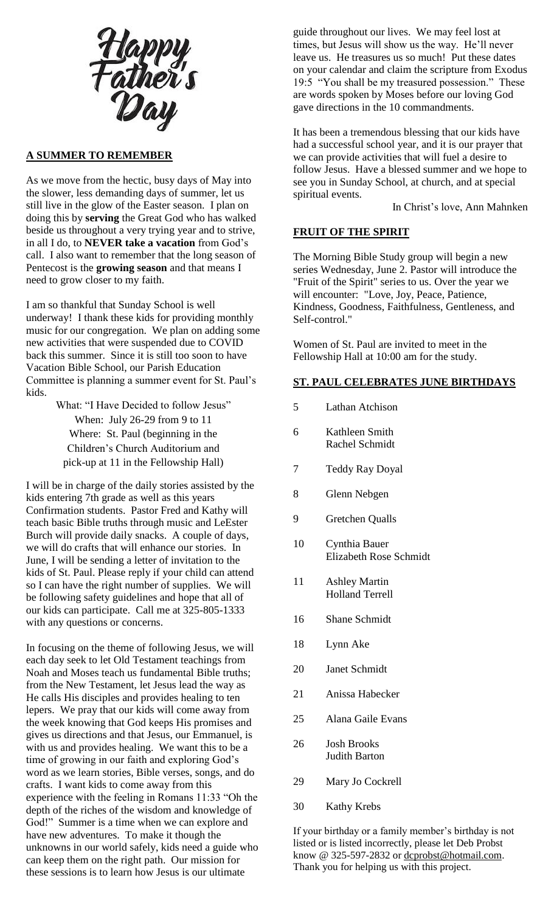# Happy Father's Day

## A SUMMER TO REMEMBER

As we move from the hectic, busy days of May into the slower, less demanding days of summer, let us still live in the glow of the Easter season. I plan on doing this by **serving** the Great God who has walked beside us throughout a very trying year and to strive, in all I do, to **NEVER take a vacation** from God's call. I also want to remember that the long season of Pentecost is the **growing season** and that means I need to grow closer to my faith.

I am so thankful that Sunday School is well underway! I thank these kids for providing monthly music for our congregation. We plan on adding some new activities that were suspended due to COVID back this summer. Since it is still too soon to have Vacation Bible School, our Parish Education Committee is planning a summer event for St. Paul's kids.

What: "I Have Decided to follow Jesus"
When: July 26-29 from 9 to 11
Where: St. Paul (beginning in the Children's Church Auditorium and pick-up at 11 in the Fellowship Hall)

I will be in charge of the daily stories assisted by the kids entering 7th grade as well as this years Confirmation students. Pastor Fred and Kathy will teach basic Bible truths through music and LeEster Burch will provide daily snacks. A couple of days, we will do crafts that will enhance our stories. In June, I will be sending a letter of invitation to the kids of St. Paul. Please reply if your child can attend so I can have the right number of supplies. We will be following safety guidelines and hope that all of our kids can participate. Call me at 325-805-1333 with any questions or concerns.

In focusing on the theme of following Jesus, we will each day seek to let Old Testament teachings from Noah and Moses teach us fundamental Bible truths; from the New Testament, let Jesus lead the way as He calls His disciples and provides healing to ten lepers. We pray that our kids will come away from the week knowing that God keeps His promises and gives us directions and that Jesus, our Emmanuel, is with us and provides healing. We want this to be a time of growing in our faith and exploring God's word as we learn stories, Bible verses, songs, and do crafts. I want kids to come away from this experience with the feeling in Romans 11:33 "Oh the depth of the riches of the wisdom and knowledge of God!" Summer is a time when we can explore and have new adventures. To make it though the unknowns in our world safely, kids need a guide who can keep them on the right path. Our mission for these sessions is to learn how Jesus is our ultimate guide throughout our lives. We may feel lost at times, but Jesus will show us the way. He'll never leave us. He treasures us so much! Put these dates on your calendar and claim the scripture from Exodus 19:5 "You shall be my treasured possession." These are words spoken by Moses before our loving God gave directions in the 10 commandments.

It has been a tremendous blessing that our kids have had a successful school year, and it is our prayer that we can provide activities that will fuel a desire to follow Jesus. Have a blessed summer and we hope to see you in Sunday School, at church, and at special spiritual events.

In Christ's love, Ann Mahnken

## FRUIT OF THE SPIRIT

The Morning Bible Study group will begin a new series Wednesday, June 2. Pastor will introduce the "Fruit of the Spirit" series to us. Over the year we will encounter: "Love, Joy, Peace, Patience, Kindness, Goodness, Faithfulness, Gentleness, and Self-control."

Women of St. Paul are invited to meet in the Fellowship Hall at 10:00 am for the study.

## ST. PAUL CELEBRATES JUNE BIRTHDAYS

| | |
|---|---|
| 5 | Lathan Atchison |
| 6 | Kathleen Smith<br>Rachel Schmidt |
| 7 | Teddy Ray Doyal |
| 8 | Glenn Nebgen |
| 9 | Gretchen Qualls |
| 10 | Cynthia Bauer<br>Elizabeth Rose Schmidt |
| 11 | Ashley Martin<br>Holland Terrell |
| 16 | Shane Schmidt |
| 18 | Lynn Ake |
| 20 | Janet Schmidt |
| 21 | Anissa Habecker |
| 25 | Alana Gaile Evans |
| 26 | Josh Brooks<br>Judith Barton |
| 29 | Mary Jo Cockrell |
| 30 | Kathy Krebs |

If your birthday or a family member's birthday is not listed or is listed incorrectly, please let Deb Probst know @ 325-597-2832 or dcprobst@hotmail.com. Thank you for helping us with this project.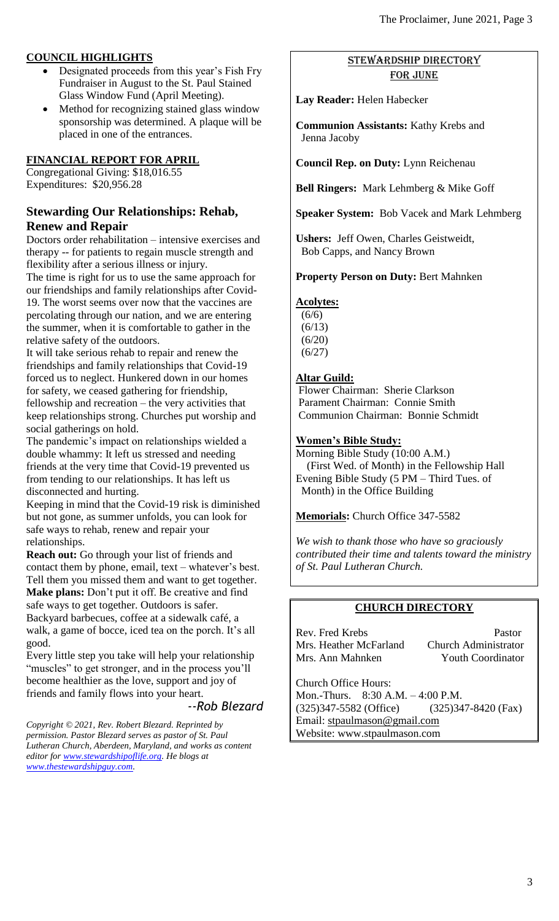## COUNCIL HIGHLIGHTS

- Designated proceeds from this year's Fish Fry Fundraiser in August to the St. Paul Stained Glass Window Fund (April Meeting).
- Method for recognizing stained glass window sponsorship was determined. A plaque will be placed in one of the entrances.

## FINANCIAL REPORT FOR APRIL

Congregational Giving: $18,016.55
Expenditures: $20,956.28

## Stewarding Our Relationships: Rehab, Renew and Repair

Doctors order rehabilitation – intensive exercises and therapy -- for patients to regain muscle strength and flexibility after a serious illness or injury.

The time is right for us to use the same approach for our friendships and family relationships after Covid-19. The worst seems over now that the vaccines are percolating through our nation, and we are entering the summer, when it is comfortable to gather in the relative safety of the outdoors.

It will take serious rehab to repair and renew the friendships and family relationships that Covid-19 forced us to neglect. Hunkered down in our homes for safety, we ceased gathering for friendship, fellowship and recreation – the very activities that keep relationships strong. Churches put worship and social gatherings on hold.

The pandemic's impact on relationships wielded a double whammy: It left us stressed and needing friends at the very time that Covid-19 prevented us from tending to our relationships. It has left us disconnected and hurting.

Keeping in mind that the Covid-19 risk is diminished but not gone, as summer unfolds, you can look for safe ways to rehab, renew and repair your relationships.

**Reach out:** Go through your list of friends and contact them by phone, email, text – whatever's best. Tell them you missed them and want to get together.

**Make plans:** Don't put it off. Be creative and find safe ways to get together. Outdoors is safer. Backyard barbecues, coffee at a sidewalk café, a walk, a game of bocce, iced tea on the porch. It's all good.

Every little step you take will help your relationship "muscles" to get stronger, and in the process you'll become healthier as the love, support and joy of friends and family flows into your heart.

*--Rob Blezard*

*Copyright © 2021, Rev. Robert Blezard. Reprinted by permission. Pastor Blezard serves as pastor of St. Paul Lutheran Church, Aberdeen, Maryland, and works as content editor for www.stewardshipoflife.org. He blogs at www.thestewardshipguy.com.*

## STEWARDSHIP DIRECTORY FOR JUNE

**Lay Reader:** Helen Habecker

**Communion Assistants:** Kathy Krebs and Jenna Jacoby

**Council Rep. on Duty:** Lynn Reichenau

**Bell Ringers:** Mark Lehmberg & Mike Goff

**Speaker System:** Bob Vacek and Mark Lehmberg

**Ushers:** Jeff Owen, Charles Geistweidt, Bob Capps, and Nancy Brown

**Property Person on Duty:** Bert Mahnken

**Acolytes:**

(6/6)
(6/13)
(6/20)
(6/27)

**Altar Guild:**

Flower Chairman: Sherie Clarkson
Parament Chairman: Connie Smith
Communion Chairman: Bonnie Schmidt

**Women's Bible Study:**

Morning Bible Study (10:00 A.M.) (First Wed. of Month) in the Fellowship Hall
Evening Bible Study (5 PM – Third Tues. of Month) in the Office Building

**Memorials:** Church Office 347-5582

*We wish to thank those who have so graciously contributed their time and talents toward the ministry of St. Paul Lutheran Church.*

## CHURCH DIRECTORY

| | |
|---|---|
| Rev. Fred Krebs | Pastor |
| Mrs. Heather McFarland | Church Administrator |
| Mrs. Ann Mahnken | Youth Coordinator |

Church Office Hours:
Mon.-Thurs. 8:30 A.M. – 4:00 P.M.
(325)347-5582 (Office) (325)347-8420 (Fax)
Email: stpaulmason@gmail.com
Website: www.stpaulmason.com